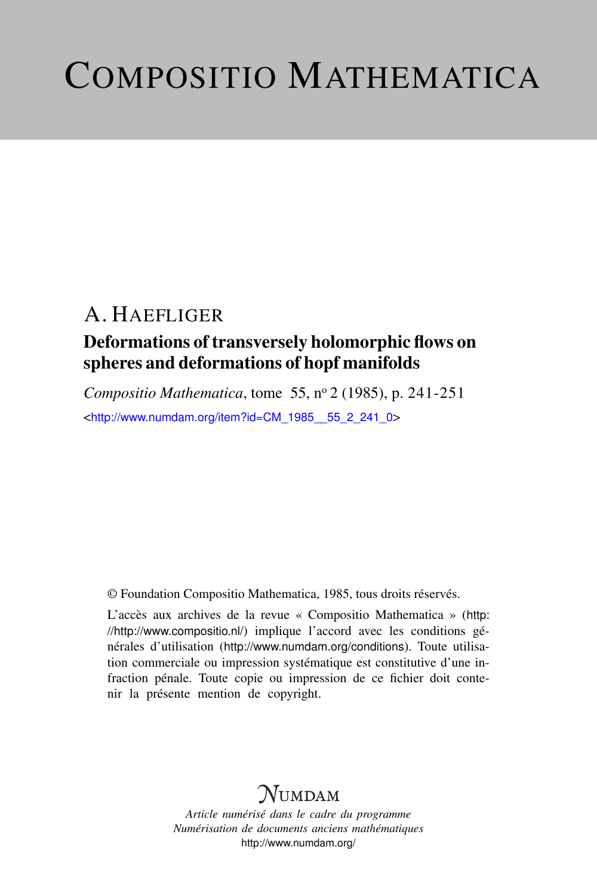# COMPOSITIO MATHEMATICA

## A. HAEFLIGER

### Deformations of transversely holomorphic flows on spheres and deformations of hopf manifolds

*Compositio Mathematica*, tome 55, n° 2 (1985), p. 241-251

<http://www.numdam.org/item?id=CM_1985__55_2_241_0>

© Foundation Compositio Mathematica, 1985, tous droits réservés.

L'accès aux archives de la revue « Compositio Mathematica » (http://http://www.compositio.nl/) implique l'accord avec les conditions générales d'utilisation (http://www.numdam.org/conditions). Toute utilisation commerciale ou impression systématique est constitutive d'une infraction pénale. Toute copie ou impression de ce fichier doit contenir la présente mention de copyright.

NUMDAM

*Article numérisé dans le cadre du programme*
*Numérisation de documents anciens mathématiques*
http://www.numdam.org/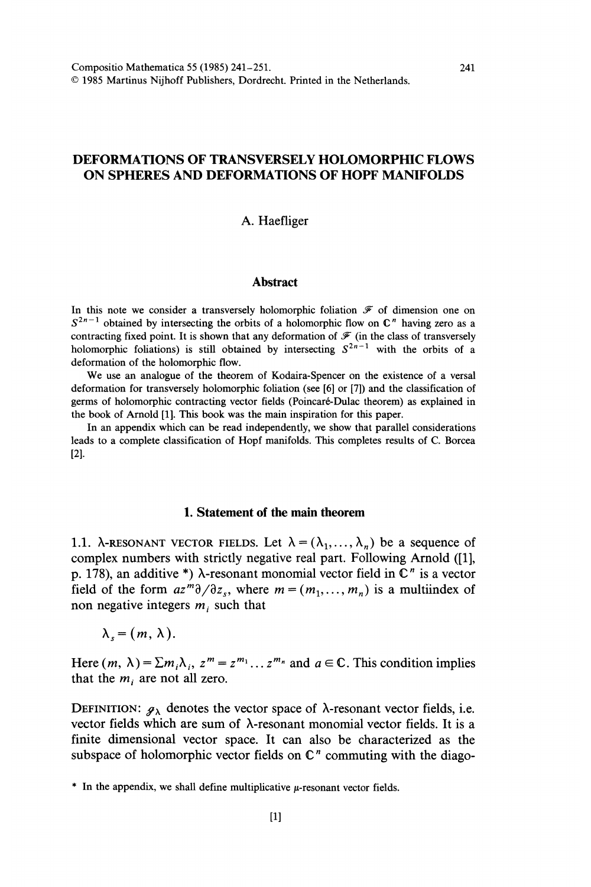Compositio Mathematica 55 (1985) 241–251.
© 1985 Martinus Nijhoff Publishers, Dordrecht. Printed in the Netherlands.

# DEFORMATIONS OF TRANSVERSELY HOLOMORPHIC FLOWS ON SPHERES AND DEFORMATIONS OF HOPF MANIFOLDS

A. Haefliger

## Abstract

In this note we consider a transversely holomorphic foliation $\mathscr{F}$ of dimension one on $S^{2n-1}$ obtained by intersecting the orbits of a holomorphic flow on $\mathbf{C}^n$ having zero as a contracting fixed point. It is shown that any deformation of $\mathscr{F}$ (in the class of transversely holomorphic foliations) is still obtained by intersecting $S^{2n-1}$ with the orbits of a deformation of the holomorphic flow.

We use an analogue of the theorem of Kodaira-Spencer on the existence of a versal deformation for transversely holomorphic foliation (see [6] or [7]) and the classification of germs of holomorphic contracting vector fields (Poincaré-Dulac theorem) as explained in the book of Arnold [1]. This book was the main inspiration for this paper.

In an appendix which can be read independently, we show that parallel considerations leads to a complete classification of Hopf manifolds. This completes results of C. Borcea [2].

## 1. Statement of the main theorem

1.1. λ-RESONANT VECTOR FIELDS. Let $\lambda = (\lambda_1, \dots, \lambda_n)$ be a sequence of complex numbers with strictly negative real part. Following Arnold ([1], p. 178), an additive \*) λ-resonant monomial vector field in $\mathbf{C}^n$ is a vector field of the form $az^m\partial/\partial z_s$, where $m = (m_1, \dots, m_n)$ is a multiindex of non negative integers $m_i$ such that

$$\lambda_s = (m, \lambda).$$

Here $(m, \lambda) = \Sigma m_i \lambda_i$, $z^m = z^{m_1} \dots z^{m_n}$ and $a \in \mathbf{C}$. This condition implies that the $m_i$ are not all zero.

DEFINITION: $\mathscr{G}_\lambda$ denotes the vector space of λ-resonant vector fields, i.e. vector fields which are sum of λ-resonant monomial vector fields. It is a finite dimensional vector space. It can also be characterized as the subspace of holomorphic vector fields on $\mathbf{C}^n$ commuting with the diago-

\* In the appendix, we shall define multiplicative μ-resonant vector fields.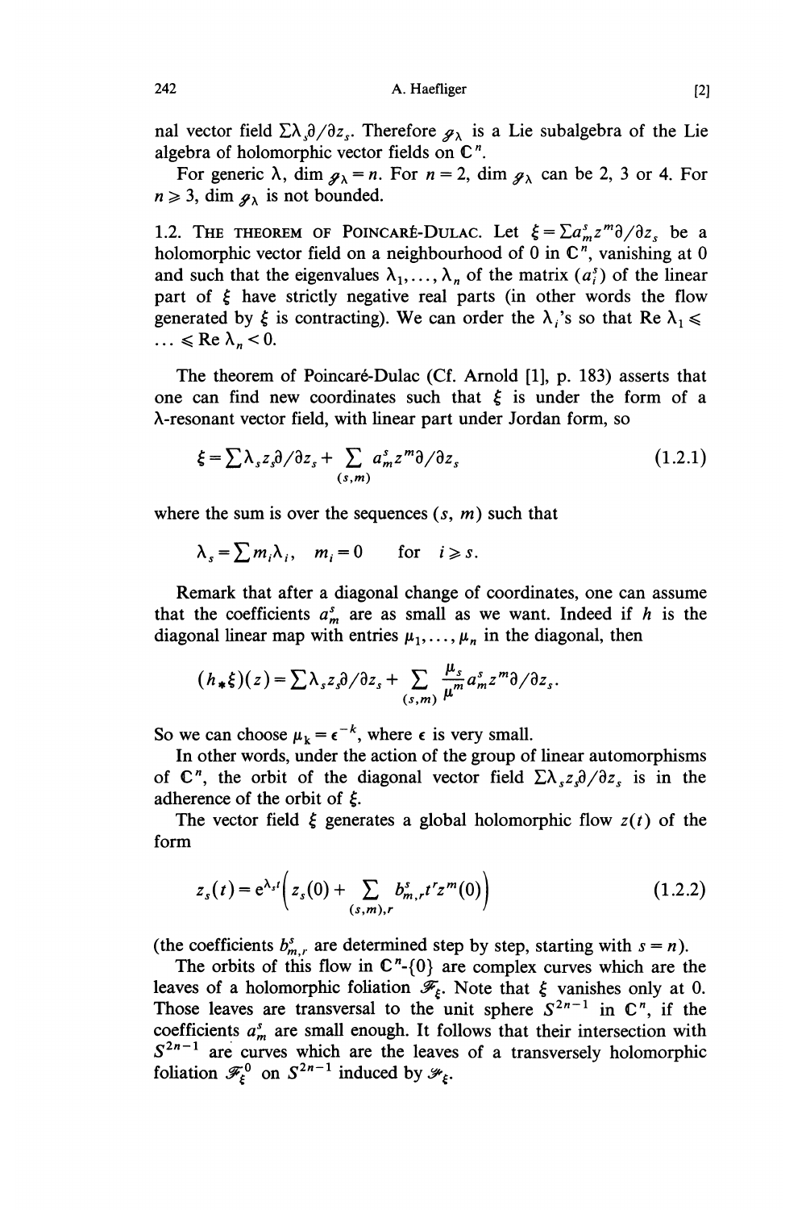nal vector field $\sum \lambda_s \partial/\partial z_s$. Therefore $\mathscr{g}_\lambda$ is a Lie subalgebra of the Lie algebra of holomorphic vector fields on $\mathbb{C}^n$.

For generic $\lambda$, $\dim \mathscr{g}_\lambda = n$. For $n = 2$, $\dim \mathscr{g}_\lambda$ can be 2, 3 or 4. For $n \geqslant 3$, $\dim \mathscr{g}_\lambda$ is not bounded.

1.2. THE THEOREM OF POINCARÉ-DULAC. Let $\xi = \sum a^s_m z^m \partial/\partial z_s$ be a holomorphic vector field on a neighbourhood of 0 in $\mathbb{C}^n$, vanishing at 0 and such that the eigenvalues $\lambda_1, \ldots, \lambda_n$ of the matrix $(a^s_i)$ of the linear part of $\xi$ have strictly negative real parts (in other words the flow generated by $\xi$ is contracting). We can order the $\lambda_i$'s so that $\operatorname{Re} \lambda_1 \leqslant \ldots \leqslant \operatorname{Re} \lambda_n < 0$.

The theorem of Poincaré-Dulac (Cf. Arnold [1], p. 183) asserts that one can find new coordinates such that $\xi$ is under the form of a $\lambda$-resonant vector field, with linear part under Jordan form, so

$$\xi = \sum \lambda_s z_s \partial/\partial z_s + \sum_{(s,m)} a^s_m z^m \partial/\partial z_s \tag{1.2.1}$$

where the sum is over the sequences $(s, m)$ such that

$$\lambda_s = \sum m_i \lambda_i, \quad m_i = 0 \quad \text{for} \quad i \geqslant s.$$

Remark that after a diagonal change of coordinates, one can assume that the coefficients $a^s_m$ are as small as we want. Indeed if $h$ is the diagonal linear map with entries $\mu_1, \ldots, \mu_n$ in the diagonal, then

$$(h_* \xi)(z) = \sum \lambda_s z_s \partial/\partial z_s + \sum_{(s,m)} \frac{\mu_s}{\mu^m} a^s_m z^m \partial/\partial z_s.$$

So we can choose $\mu_k = \epsilon^{-k}$, where $\epsilon$ is very small.

In other words, under the action of the group of linear automorphisms of $\mathbb{C}^n$, the orbit of the diagonal vector field $\sum \lambda_s z_s \partial/\partial z_s$ is in the adherence of the orbit of $\xi$.

The vector field $\xi$ generates a global holomorphic flow $z(t)$ of the form

$$z_s(t) = e^{\lambda_s t}\Big( z_s(0) + \sum_{(s,m),r} b^s_{m,r} t^r z^m(0) \Big) \tag{1.2.2}$$

(the coefficients $b^s_{m,r}$ are determined step by step, starting with $s = n$).

The orbits of this flow in $\mathbb{C}^n$-$\{0\}$ are complex curves which are the leaves of a holomorphic foliation $\mathscr{F}_\xi$. Note that $\xi$ vanishes only at 0. Those leaves are transversal to the unit sphere $S^{2n-1}$ in $\mathbb{C}^n$, if the coefficients $a^s_m$ are small enough. It follows that their intersection with $S^{2n-1}$ are curves which are the leaves of a transversely holomorphic foliation $\mathscr{F}^0_\xi$ on $S^{2n-1}$ induced by $\mathscr{F}_\xi$.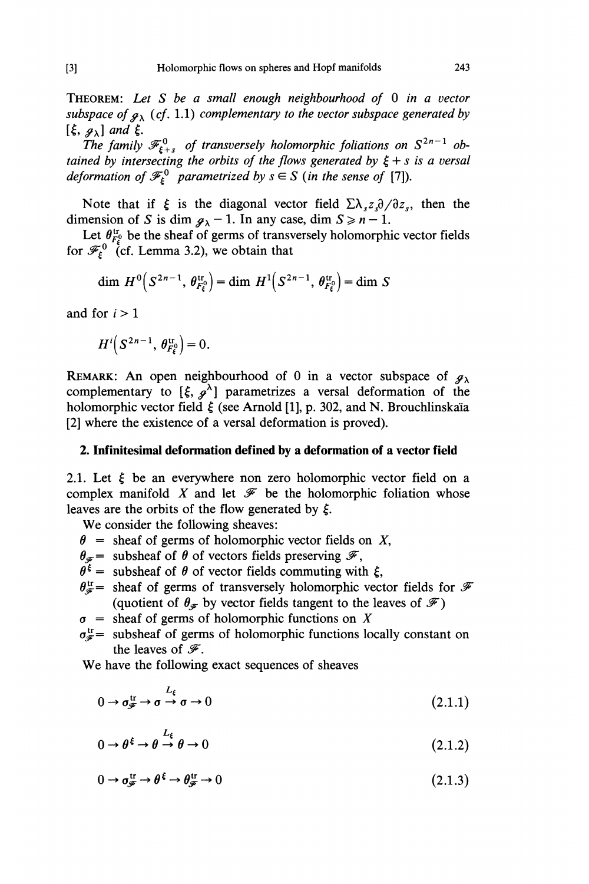**THEOREM:** *Let $S$ be a small enough neighbourhood of 0 in a vector subspace of $\mathscr{g}_\lambda$ (cf. 1.1) complementary to the vector subspace generated by $[\xi, \mathscr{g}_\lambda]$ and $\xi$.*

*The family $\mathscr{F}^0_{\xi+s}$ of transversely holomorphic foliations on $S^{2n-1}$ obtained by intersecting the orbits of the flows generated by $\xi + s$ is a versal deformation of $\mathscr{F}^0_\xi$ parametrized by $s \in S$ (in the sense of [7]).*

Note that if $\xi$ is the diagonal vector field $\Sigma \lambda_s z_s \partial / \partial z_s$, then the dimension of $S$ is $\dim \mathscr{g}_\lambda - 1$. In any case, $\dim S \geqslant n - 1$.

Let $\theta^{\mathrm{tr}}_{F^0_\xi}$ be the sheaf of germs of transversely holomorphic vector fields for $\mathscr{F}^0_\xi$ (cf. Lemma 3.2), we obtain that

$$\dim H^0\left(S^{2n-1}, \theta^{\mathrm{tr}}_{F^0_\xi}\right) = \dim H^1\left(S^{2n-1}, \theta^{\mathrm{tr}}_{F^0_\xi}\right) = \dim S$$

and for $i > 1$

$$H^i\left(S^{2n-1}, \theta^{\mathrm{tr}}_{F^0_\xi}\right) = 0.$$

**REMARK:** An open neighbourhood of 0 in a vector subspace of $\mathscr{g}_\lambda$ complementary to $[\xi, \mathscr{g}^\lambda]$ parametrizes a versal deformation of the holomorphic vector field $\xi$ (see Arnold [1], p. 302, and N. Brouchlinskaïa [2] where the existence of a versal deformation is proved).

## 2. Infinitesimal deformation defined by a deformation of a vector field

2.1. Let $\xi$ be an everywhere non zero holomorphic vector field on a complex manifold $X$ and let $\mathscr{F}$ be the holomorphic foliation whose leaves are the orbits of the flow generated by $\xi$.

We consider the following sheaves:

- $\theta$ = sheaf of germs of holomorphic vector fields on $X$,
- $\theta_{\mathscr{F}}$ = subsheaf of $\theta$ of vectors fields preserving $\mathscr{F}$,
- $\theta^\xi$ = subsheaf of $\theta$ of vector fields commuting with $\xi$,
- $\theta^{\mathrm{tr}}_{\mathscr{F}}$ = sheaf of germs of transversely holomorphic vector fields for $\mathscr{F}$ (quotient of $\theta_{\mathscr{F}}$ by vector fields tangent to the leaves of $\mathscr{F}$)
- $\sigma$ = sheaf of germs of holomorphic functions on $X$
- $\sigma^{\mathrm{tr}}_{\mathscr{F}}$ = subsheaf of germs of holomorphic functions locally constant on the leaves of $\mathscr{F}$.

We have the following exact sequences of sheaves

$$0 \to \sigma^{\mathrm{tr}}_{\mathscr{F}} \to \sigma \overset{L_\xi}{\to} \sigma \to 0 \tag{2.1.1}$$

$$0 \to \theta^\xi \to \theta \overset{L_\xi}{\to} \theta \to 0 \tag{2.1.2}$$

$$0 \to \sigma^{\mathrm{tr}}_{\mathscr{F}} \to \theta^\xi \to \theta^{\mathrm{tr}}_{\mathscr{F}} \to 0 \tag{2.1.3}$$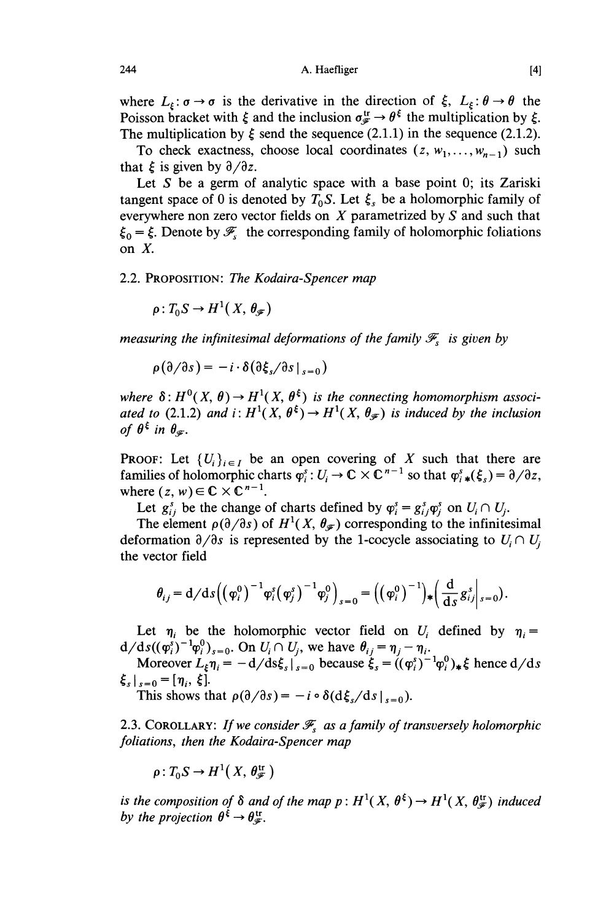where $L_\xi : \sigma \to \sigma$ is the derivative in the direction of $\xi$, $L_\xi : \theta \to \theta$ the Poisson bracket with $\xi$ and the inclusion $\sigma_{\mathscr{F}}^{\text{tr}} \to \theta^\xi$ the multiplication by $\xi$. The multiplication by $\xi$ send the sequence (2.1.1) in the sequence (2.1.2).

To check exactness, choose local coordinates $(z, w_1, \ldots, w_{n-1})$ such that $\xi$ is given by $\partial/\partial z$.

Let $S$ be a germ of analytic space with a base point 0; its Zariski tangent space of 0 is denoted by $T_0 S$. Let $\xi_s$ be a holomorphic family of everywhere non zero vector fields on $X$ parametrized by $S$ and such that $\xi_0 = \xi$. Denote by $\mathscr{F}_s$ the corresponding family of holomorphic foliations on $X$.

2.2. Proposition: *The Kodaira-Spencer map*

$$\rho : T_0 S \to H^1(X, \theta_{\mathscr{F}})$$

*measuring the infinitesimal deformations of the family $\mathscr{F}_s$ is given by*

$$\rho(\partial/\partial s) = -i \cdot \delta(\partial \xi_s/\partial s\,|_{s=0})$$

*where $\delta : H^0(X, \theta) \to H^1(X, \theta^\xi)$ is the connecting homomorphism associated to (2.1.2) and $i : H^1(X, \theta^\xi) \to H^1(X, \theta_{\mathscr{F}})$ is induced by the inclusion of $\theta^\xi$ in $\theta_{\mathscr{F}}$.*

Proof: Let $\{U_i\}_{i \in I}$ be an open covering of $X$ such that there are families of holomorphic charts $\varphi_i^s : U_i \to \mathbb{C} \times \mathbb{C}^{n-1}$ so that $\varphi_{i*}^s(\xi_s) = \partial/\partial z$, where $(z, w) \in \mathbb{C} \times \mathbb{C}^{n-1}$.

Let $g_{ij}^s$ be the change of charts defined by $\varphi_i^s = g_{ij}^s \varphi_j^s$ on $U_i \cap U_j$.

The element $\rho(\partial/\partial s)$ of $H^1(X, \theta_{\mathscr{F}})$ corresponding to the infinitesimal deformation $\partial/\partial s$ is represented by the 1-cocycle associating to $U_i \cap U_j$ the vector field

$$\theta_{ij} = \mathrm{d}/\mathrm{d}s\left((\varphi_i^0)^{-1}\varphi_i^s(\varphi_j^s)^{-1}\varphi_j^0\right)_{s=0} = \left((\varphi_i^0)^{-1}\right)_*\left(\frac{\mathrm{d}}{\mathrm{d}s} g_{ij}^s\Big|_{s=0}\right).$$

Let $\eta_i$ be the holomorphic vector field on $U_i$ defined by $\eta_i = \mathrm{d}/\mathrm{d}s((\varphi_i^s)^{-1}\varphi_i^0)_{s=0}$. On $U_i \cap U_j$, we have $\theta_{ij} = \eta_j - \eta_i$.

Moreover $L_\xi \eta_i = -\mathrm{d}/\mathrm{d}s \xi_s\,|_{s=0}$ because $\xi_s = ((\varphi_i^s)^{-1}\varphi_i^0)_* \xi$ hence $\mathrm{d}/\mathrm{d}s\, \xi_s\,|_{s=0} = [\eta_i, \xi]$.

This shows that $\rho(\partial/\partial s) = -i \circ \delta(\mathrm{d}\xi_s/\mathrm{d}s\,|_{s=0})$.

2.3. Corollary: *If we consider $\mathscr{F}_s$ as a family of transversely holomorphic foliations, then the Kodaira-Spencer map*

$$\rho : T_0 S \to H^1(X, \theta_{\mathscr{F}}^{\text{tr}})$$

*is the composition of $\delta$ and of the map $p : H^1(X, \theta^\xi) \to H^1(X, \theta_{\mathscr{F}}^{\text{tr}})$ induced by the projection $\theta^\xi \to \theta_{\mathscr{F}}^{\text{tr}}$.*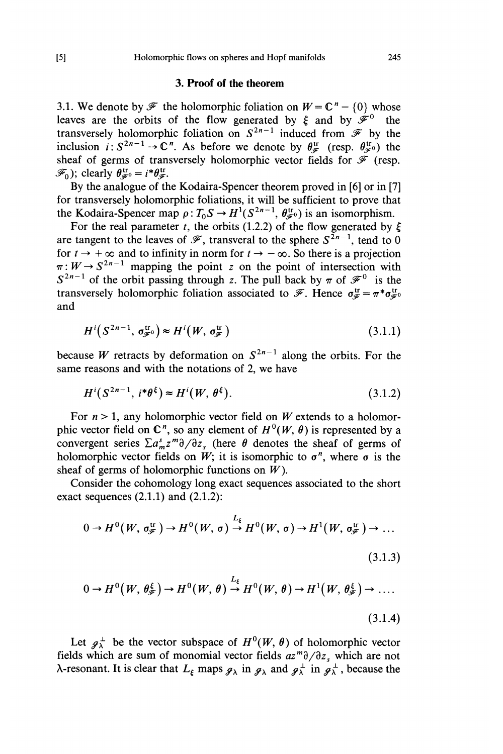## 3. Proof of the theorem

3.1. We denote by $\mathcal{F}$ the holomorphic foliation on $W = \mathbf{C}^n - \{0\}$ whose leaves are the orbits of the flow generated by $\xi$ and by $\mathcal{F}^0$ the transversely holomorphic foliation on $S^{2n-1}$ induced from $\mathcal{F}$ by the inclusion $i: S^{2n-1} \to \mathbf{C}^n$. As before we denote by $\theta^{\text{tr}}_{\mathcal{F}}$ (resp. $\theta^{\text{tr}}_{\mathcal{F}^0}$) the sheaf of germs of transversely holomorphic vector fields for $\mathcal{F}$ (resp. $\mathcal{F}_0$); clearly $\theta^{\text{tr}}_{\mathcal{F}^0} = i^*\theta^{\text{tr}}_{\mathcal{F}}$.

By the analogue of the Kodaira-Spencer theorem proved in [6] or in [7] for transversely holomorphic foliations, it will be sufficient to prove that the Kodaira-Spencer map $\rho: T_0S \to H^1(S^{2n-1}, \theta^{\text{tr}}_{\mathcal{F}^0})$ is an isomorphism.

For the real parameter $t$, the orbits (1.2.2) of the flow generated by $\xi$ are tangent to the leaves of $\mathcal{F}$, transveral to the sphere $S^{2n-1}$, tend to 0 for $t \to +\infty$ and to infinity in norm for $t \to -\infty$. So there is a projection $\pi: W \to S^{2n-1}$ mapping the point $z$ on the point of intersection with $S^{2n-1}$ of the orbit passing through $z$. The pull back by $\pi$ of $\mathcal{F}^0$ is the transversely holomorphic foliation associated to $\mathcal{F}$. Hence $\sigma^{\text{tr}}_{\mathcal{F}} = \pi^*\sigma^{\text{tr}}_{\mathcal{F}^0}$ and

$$H^i\left(S^{2n-1}, \sigma^{\text{tr}}_{\mathcal{F}^0}\right) \approx H^i\left(W, \sigma^{\text{tr}}_{\mathcal{F}}\right) \tag{3.1.1}$$

because $W$ retracts by deformation on $S^{2n-1}$ along the orbits. For the same reasons and with the notations of 2, we have

$$H^i\left(S^{2n-1}, i^*\theta^{\xi}\right) \approx H^i\left(W, \theta^{\xi}\right). \tag{3.1.2}$$

For $n > 1$, any holomorphic vector field on $W$ extends to a holomorphic vector field on $\mathbf{C}^n$, so any element of $H^0(W, \theta)$ is represented by a convergent series $\Sigma a^s_m z^m \partial/\partial z_s$ (here $\theta$ denotes the sheaf of germs of holomorphic vector fields on $W$; it is isomorphic to $\sigma^n$, where $\sigma$ is the sheaf of germs of holomorphic functions on $W$).

Consider the cohomology long exact sequences associated to the short exact sequences (2.1.1) and (2.1.2):

$$0 \to H^0\left(W, \sigma^{\text{tr}}_{\mathcal{F}}\right) \to H^0(W, \sigma) \overset{L_\xi}{\to} H^0(W, \sigma) \to H^1\left(W, \sigma^{\text{tr}}_{\mathcal{F}}\right) \to \dots \tag{3.1.3}$$

$$0 \to H^0\left(W, \theta^{\xi}_{\mathcal{F}}\right) \to H^0(W, \theta) \overset{L_\xi}{\to} H^0(W, \theta) \to H^1\left(W, \theta^{\xi}_{\mathcal{F}}\right) \to \dots . \tag{3.1.4}$$

Let $\mathcal{g}^{\perp}_{\lambda}$ be the vector subspace of $H^0(W, \theta)$ of holomorphic vector fields which are sum of monomial vector fields $az^m\partial/\partial z_s$ which are not $\lambda$-resonant. It is clear that $L_\xi$ maps $\mathcal{g}_{\lambda}$ in $\mathcal{g}_{\lambda}$ and $\mathcal{g}^{\perp}_{\lambda}$ in $\mathcal{g}^{\perp}_{\lambda}$, because the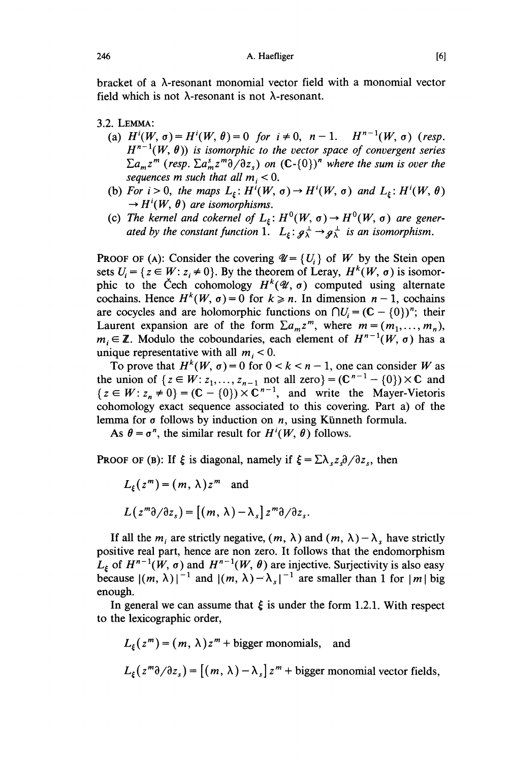bracket of a $\lambda$-resonant monomial vector field with a monomial vector field which is not $\lambda$-resonant is not $\lambda$-resonant.

3.2. LEMMA:

(a) $H^i(W, \sigma) = H^i(W, \theta) = 0$ *for* $i \neq 0,\ n-1$. $H^{n-1}(W, \sigma)$ *(resp.* $H^{n-1}(W, \theta)$*) is isomorphic to the vector space of convergent series* $\Sigma a_m z^m$ *(resp.* $\Sigma a_m^s z^m \partial/\partial z_s$*) on* $(\mathbf{C}-\{0\})^n$ *where the sum is over the sequences m such that all* $m_i < 0$.

(b) *For* $i > 0$, *the maps* $L_\xi : H^i(W, \sigma) \to H^i(W, \sigma)$ *and* $L_\xi : H^i(W, \theta) \to H^i(W, \theta)$ *are isomorphisms.*

(c) *The kernel and cokernel of* $L_\xi : H^0(W, \sigma) \to H^0(W, \sigma)$ *are generated by the constant function 1.* $L_\xi : \mathcal{g}_\lambda^\perp \to \mathcal{g}_\lambda^\perp$ *is an isomorphism.*

PROOF OF (A): Consider the covering $\mathscr{U} = \{U_i\}$ of $W$ by the Stein open sets $U_i = \{z \in W : z_i \neq 0\}$. By the theorem of Leray, $H^k(W, \sigma)$ is isomorphic to the Čech cohomology $H^k(\mathscr{U}, \sigma)$ computed using alternate cochains. Hence $H^k(W, \sigma) = 0$ for $k \geq n$. In dimension $n-1$, cochains are cocycles and are holomorphic functions on $\cap U_i = (\mathbf{C} - \{0\})^n$; their Laurent expansion are of the form $\Sigma a_m z^m$, where $m = (m_1, \ldots, m_n)$, $m_i \in \mathbf{Z}$. Modulo the coboundaries, each element of $H^{n-1}(W, \sigma)$ has a unique representative with all $m_i < 0$.

To prove that $H^k(W, \sigma) = 0$ for $0 < k < n-1$, one can consider $W$ as the union of $\{z \in W : z_1, \ldots, z_{n-1} \text{ not all zero}\} = (\mathbf{C}^{n-1} - \{0\}) \times \mathbf{C}$ and $\{z \in W : z_n \neq 0\} = (\mathbf{C} - \{0\}) \times \mathbf{C}^{n-1}$, and write the Mayer-Vietoris cohomology exact sequence associated to this covering. Part a) of the lemma for $\sigma$ follows by induction on $n$, using Künneth formula.

As $\theta = \sigma^n$, the similar result for $H^i(W, \theta)$ follows.

PROOF OF (B): If $\xi$ is diagonal, namely if $\xi = \Sigma \lambda_s z_s \partial/\partial z_s$, then

$$L_\xi(z^m) = (m, \lambda) z^m \quad \text{and}$$

$$L(z^m \partial/\partial z_s) = [(m, \lambda) - \lambda_s] z^m \partial/\partial z_s.$$

If all the $m_i$ are strictly negative, $(m, \lambda)$ and $(m, \lambda) - \lambda_s$ have strictly positive real part, hence are non zero. It follows that the endomorphism $L_\xi$ of $H^{n-1}(W, \sigma)$ and $H^{n-1}(W, \theta)$ are injective. Surjectivity is also easy because $|(m, \lambda)|^{-1}$ and $|(m, \lambda) - \lambda_s|^{-1}$ are smaller than 1 for $|m|$ big enough.

In general we can assume that $\xi$ is under the form 1.2.1. With respect to the lexicographic order,

$$L_\xi(z^m) = (m, \lambda) z^m + \text{bigger monomials}, \quad \text{and}$$

$$L_\xi(z^m \partial/\partial z_s) = [(m, \lambda) - \lambda_s] z^m + \text{bigger monomial vector fields},$$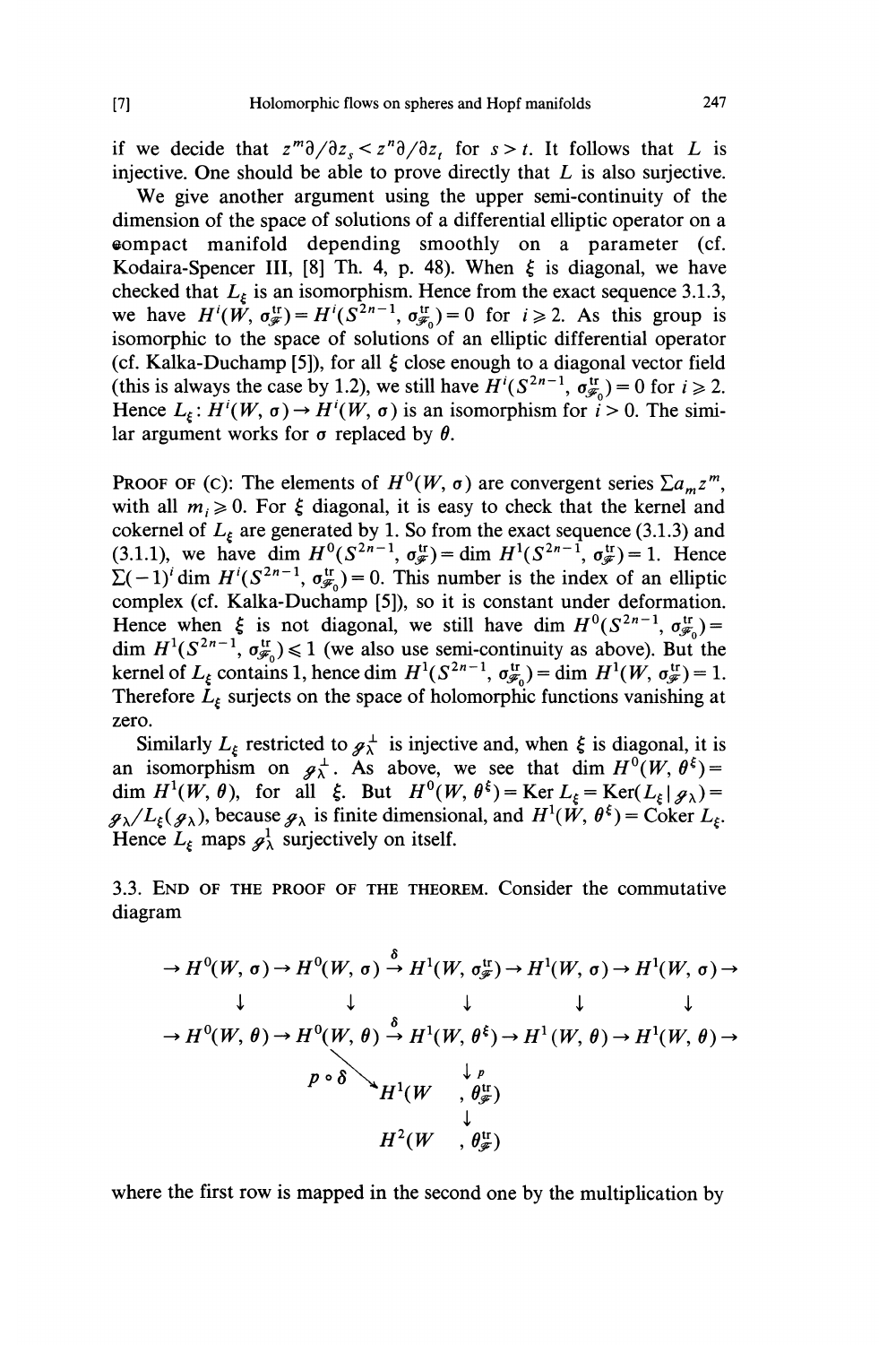if we decide that $z^m\partial/\partial z_s < z^n\partial/\partial z_t$ for $s > t$. It follows that $L$ is injective. One should be able to prove directly that $L$ is also surjective.

We give another argument using the upper semi-continuity of the dimension of the space of solutions of a differential elliptic operator on a compact manifold depending smoothly on a parameter (cf. Kodaira-Spencer III, [8] Th. 4, p. 48). When $\xi$ is diagonal, we have checked that $L_\xi$ is an isomorphism. Hence from the exact sequence 3.1.3, we have $H^i(W, \sigma_{\mathscr{F}}^{\mathrm{tr}}) = H^i(S^{2n-1}, \sigma_{\mathscr{F}_0}^{\mathrm{tr}}) = 0$ for $i \geqslant 2$. As this group is isomorphic to the space of solutions of an elliptic differential operator (cf. Kalka-Duchamp [5]), for all $\xi$ close enough to a diagonal vector field (this is always the case by 1.2), we still have $H^i(S^{2n-1}, \sigma_{\mathscr{F}}^{\mathrm{tr}}) = 0$ for $i \geqslant 2$. Hence $L_\xi \colon H^i(W, \sigma) \to H^i(W, \sigma)$ is an isomorphism for $i > 0$. The similar argument works for $\sigma$ replaced by $\theta$.

PROOF OF (C): The elements of $H^0(W, \sigma)$ are convergent series $\Sigma a_m z^m$, with all $m_i \geqslant 0$. For $\xi$ diagonal, it is easy to check that the kernel and cokernel of $L_\xi$ are generated by 1. So from the exact sequence (3.1.3) and (3.1.1), we have $\dim H^0(S^{2n-1}, \sigma_{\mathscr{F}}^{\mathrm{tr}}) = \dim H^1(S^{2n-1}, \sigma_{\mathscr{F}}^{\mathrm{tr}}) = 1$. Hence $\Sigma(-1)^i \dim H^i(S^{2n-1}, \sigma_{\mathscr{F}_0}^{\mathrm{tr}}) = 0$. This number is the index of an elliptic complex (cf. Kalka-Duchamp [5]), so it is constant under deformation. Hence when $\xi$ is not diagonal, we still have $\dim H^0(S^{2n-1}, \sigma_{\mathscr{F}_0}^{\mathrm{tr}}) = \dim H^1(S^{2n-1}, \sigma_{\mathscr{F}_0}^{\mathrm{tr}}) \leqslant 1$ (we also use semi-continuity as above). But the kernel of $L_\xi$ contains 1, hence $\dim H^1(S^{2n-1}, \sigma_{\mathscr{F}_0}^{\mathrm{tr}}) = \dim H^1(W, \sigma_{\mathscr{F}}^{\mathrm{tr}}) = 1$. Therefore $L_\xi$ surjects on the space of holomorphic functions vanishing at zero.

Similarly $L_\xi$ restricted to $\mathscr{G}_\lambda^\perp$ is injective and, when $\xi$ is diagonal, it is an isomorphism on $\mathscr{G}_\lambda^\perp$. As above, we see that $\dim H^0(W, \theta^\xi) = \dim H^1(W, \theta)$, for all $\xi$. But $H^0(W, \theta^\xi) = \operatorname{Ker} L_\xi = \operatorname{Ker}(L_\xi \,|\, \mathscr{G}_\lambda) = \mathscr{G}_\lambda / L_\xi(\mathscr{G}_\lambda)$, because $\mathscr{G}_\lambda$ is finite dimensional, and $H^1(W, \theta^\xi) = \operatorname{Coker} L_\xi$. Hence $L_\xi$ maps $\mathscr{G}_\lambda^\perp$ surjectively on itself.

3.3. END OF THE PROOF OF THE THEOREM. Consider the commutative diagram

$$
\begin{array}{ccccccccccc}
\to H^0(W,\sigma) & \to & H^0(W,\sigma) & \xrightarrow{\delta} & H^1(W,\sigma_{\mathscr{F}}^{\mathrm{tr}}) & \to & H^1(W,\sigma) & \to & H^1(W,\sigma) & \to \\
\downarrow & & \downarrow & & \downarrow & & \downarrow & & \downarrow & \\
\to H^0(W,\theta) & \to & H^0(W,\theta) & \xrightarrow{\delta} & H^1(W,\theta^{\xi}) & \to & H^1(W,\theta) & \to & H^1(W,\theta) & \to \\
 & & & \searrow^{p\circ\delta} & \downarrow p & & & & & \\
 & & & & H^1(W,\theta_{\mathscr{F}}^{\mathrm{tr}}) & & & & & \\
 & & & & \downarrow & & & & & \\
 & & & & H^2(W,\theta_{\mathscr{F}}^{\mathrm{tr}}) & & & & &
\end{array}
$$

where the first row is mapped in the second one by the multiplication by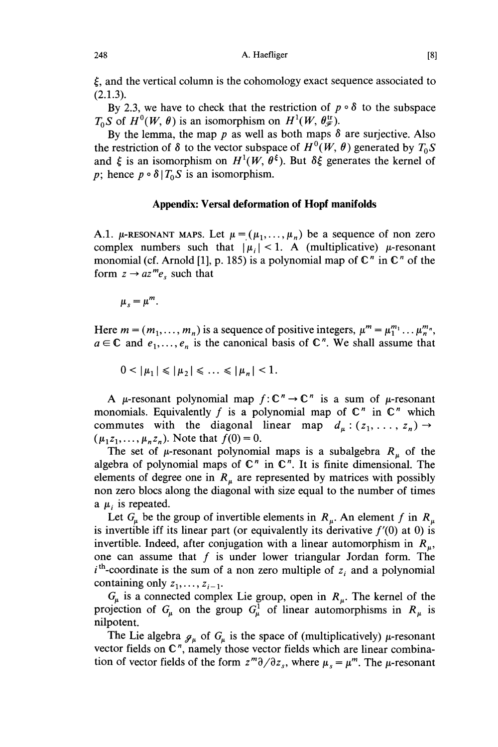$\xi$, and the vertical column is the cohomology exact sequence associated to (2.1.3).

By 2.3, we have to check that the restriction of $p \circ \delta$ to the subspace $T_0 S$ of $H^0(W, \theta)$ is an isomorphism on $H^1(W, \theta^{\mathrm{tr}}_{\mathscr{F}})$.

By the lemma, the map $p$ as well as both maps $\delta$ are surjective. Also the restriction of $\delta$ to the vector subspace of $H^0(W, \theta)$ generated by $T_0 S$ and $\xi$ is an isomorphism on $H^1(W, \theta^{\xi})$. But $\delta\xi$ generates the kernel of $p$; hence $p \circ \delta \mid T_0 S$ is an isomorphism.

## Appendix: Versal deformation of Hopf manifolds

A.1. $\mu$-RESONANT MAPS. Let $\mu = (\mu_1, \ldots, \mu_n)$ be a sequence of non zero complex numbers such that $|\mu_i| < 1$. A (multiplicative) $\mu$-resonant monomial (cf. Arnold [1], p. 185) is a polynomial map of $\mathbb{C}^n$ in $\mathbb{C}^n$ of the form $z \to a z^m e_s$ such that

$$\mu_s = \mu^m.$$

Here $m = (m_1, \ldots, m_n)$ is a sequence of positive integers, $\mu^m = \mu_1^{m_1} \ldots \mu_n^{m_n}$, $a \in \mathbb{C}$ and $e_1, \ldots, e_n$ is the canonical basis of $\mathbb{C}^n$. We shall assume that

$$0 < |\mu_1| \leqslant |\mu_2| \leqslant \ldots \leqslant |\mu_n| < 1.$$

A $\mu$-resonant polynomial map $f: \mathbb{C}^n \to \mathbb{C}^n$ is a sum of $\mu$-resonant monomials. Equivalently $f$ is a polynomial map of $\mathbb{C}^n$ in $\mathbb{C}^n$ which commutes with the diagonal linear map $d_\mu : (z_1, \ldots, z_n) \to (\mu_1 z_1, \ldots, \mu_n z_n)$. Note that $f(0) = 0$.

The set of $\mu$-resonant polynomial maps is a subalgebra $R_\mu$ of the algebra of polynomial maps of $\mathbb{C}^n$ in $\mathbb{C}^n$. It is finite dimensional. The elements of degree one in $R_\mu$ are represented by matrices with possibly non zero blocs along the diagonal with size equal to the number of times a $\mu_i$ is repeated.

Let $G_\mu$ be the group of invertible elements in $R_\mu$. An element $f$ in $R_\mu$ is invertible iff its linear part (or equivalently its derivative $f'(0)$ at 0) is invertible. Indeed, after conjugation with a linear automorphism in $R_\mu$, one can assume that $f$ is under lower triangular Jordan form. The $i^{\text{th}}$-coordinate is the sum of a non zero multiple of $z_i$ and a polynomial containing only $z_1, \ldots, z_{i-1}$.

$G_\mu$ is a connected complex Lie group, open in $R_\mu$. The kernel of the projection of $G_\mu$ on the group $G_\mu^1$ of linear automorphisms in $R_\mu$ is nilpotent.

The Lie algebra $\mathscr{g}_\mu$ of $G_\mu$ is the space of (multiplicatively) $\mu$-resonant vector fields on $\mathbb{C}^n$, namely those vector fields which are linear combination of vector fields of the form $z^m \partial/\partial z_s$, where $\mu_s = \mu^m$. The $\mu$-resonant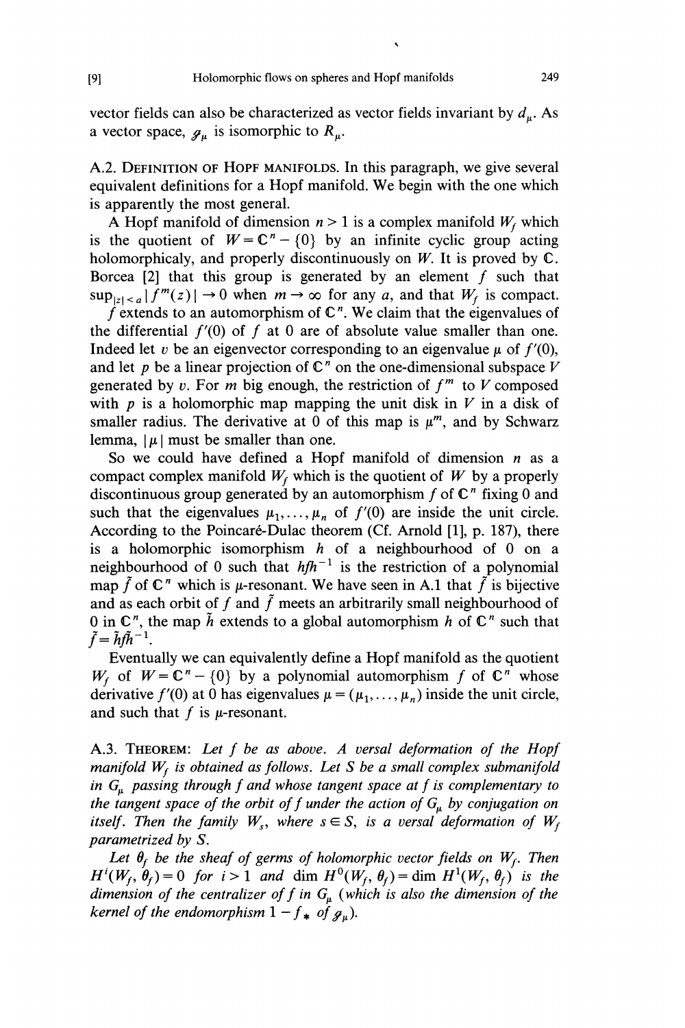vector fields can also be characterized as vector fields invariant by $d_\mu$. As a vector space, $\mathscr{g}_\mu$ is isomorphic to $R_\mu$.

A.2. Definition of Hopf manifolds. In this paragraph, we give several equivalent definitions for a Hopf manifold. We begin with the one which is apparently the most general.

A Hopf manifold of dimension $n > 1$ is a complex manifold $W_f$ which is the quotient of $W = \mathbb{C}^n - \{0\}$ by an infinite cyclic group acting holomorphicaly, and properly discontinuously on $W$. It is proved by C. Borcea [2] that this group is generated by an element $f$ such that $\sup_{|z|<a} |f^m(z)| \to 0$ when $m \to \infty$ for any $a$, and that $W_f$ is compact.

$f$ extends to an automorphism of $\mathbb{C}^n$. We claim that the eigenvalues of the differential $f'(0)$ of $f$ at 0 are of absolute value smaller than one. Indeed let $v$ be an eigenvector corresponding to an eigenvalue $\mu$ of $f'(0)$, and let $p$ be a linear projection of $\mathbb{C}^n$ on the one-dimensional subspace $V$ generated by $v$. For $m$ big enough, the restriction of $f^m$ to $V$ composed with $p$ is a holomorphic map mapping the unit disk in $V$ in a disk of smaller radius. The derivative at 0 of this map is $\mu^m$, and by Schwarz lemma, $|\mu|$ must be smaller than one.

So we could have defined a Hopf manifold of dimension $n$ as a compact complex manifold $W_f$ which is the quotient of $W$ by a properly discontinuous group generated by an automorphism $f$ of $\mathbb{C}^n$ fixing 0 and such that the eigenvalues $\mu_1, \ldots, \mu_n$ of $f'(0)$ are inside the unit circle. According to the Poincaré-Dulac theorem (Cf. Arnold [1], p. 187), there is a holomorphic isomorphism $h$ of a neighbourhood of 0 on a neighbourhood of 0 such that $hfh^{-1}$ is the restriction of a polynomial map $\tilde{f}$ of $\mathbb{C}^n$ which is $\mu$-resonant. We have seen in A.1 that $\tilde{f}$ is bijective and as each orbit of $f$ and $\tilde{f}$ meets an arbitrarily small neighbourhood of 0 in $\mathbb{C}^n$, the map $\tilde{h}$ extends to a global automorphism $h$ of $\mathbb{C}^n$ such that $\tilde{f} = \tilde{h}f\tilde{h}^{-1}$.

Eventually we can equivalently define a Hopf manifold as the quotient $W_f$ of $W = \mathbb{C}^n - \{0\}$ by a polynomial automorphism $f$ of $\mathbb{C}^n$ whose derivative $f'(0)$ at 0 has eigenvalues $\mu = (\mu_1, \ldots, \mu_n)$ inside the unit circle, and such that $f$ is $\mu$-resonant.

A.3. Theorem: *Let $f$ be as above. A versal deformation of the Hopf manifold $W_f$ is obtained as follows. Let $S$ be a small complex submanifold in $G_\mu$ passing through $f$ and whose tangent space at $f$ is complementary to the tangent space of the orbit of $f$ under the action of $G_\mu$ by conjugation on itself. Then the family $W_s$, where $s \in S$, is a versal deformation of $W_f$ parametrized by $S$.*

*Let $\theta_f$ be the sheaf of germs of holomorphic vector fields on $W_f$. Then $H^i(W_f, \theta_f) = 0$ for $i > 1$ and $\dim H^0(W_f, \theta_f) = \dim H^1(W_f, \theta_f)$ is the dimension of the centralizer of $f$ in $G_\mu$ (which is also the dimension of the kernel of the endomorphism $1 - f_*$ of $\mathscr{g}_\mu$).*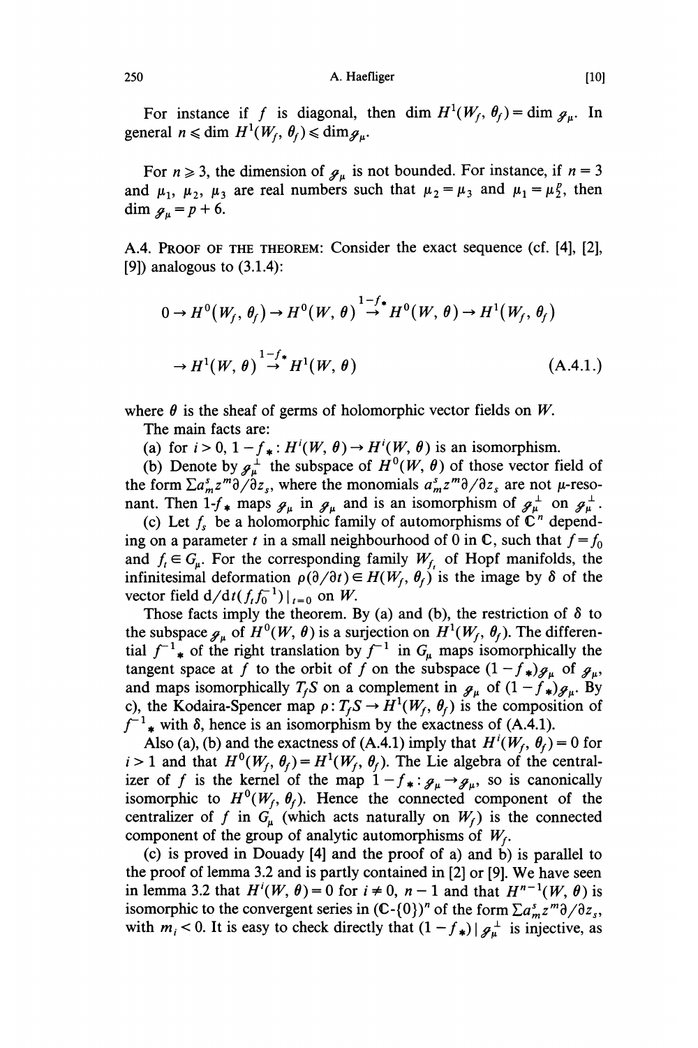For instance if $f$ is diagonal, then $\dim H^1(W_f, \theta_f) = \dim \mathscr{g}_\mu$. In general $n \leqslant \dim H^1(W_f, \theta_f) \leqslant \dim \mathscr{g}_\mu$.

For $n \geqslant 3$, the dimension of $\mathscr{g}_\mu$ is not bounded. For instance, if $n = 3$ and $\mu_1$, $\mu_2$, $\mu_3$ are real numbers such that $\mu_2 = \mu_3$ and $\mu_1 = \mu_2^p$, then $\dim \mathscr{g}_\mu = p + 6$.

A.4. Proof of the theorem: Consider the exact sequence (cf. [4], [2], [9]) analogous to (3.1.4):

$$0 \to H^0(W_f, \theta_f) \to H^0(W, \theta) \overset{1-f_*}{\to} H^0(W, \theta) \to H^1(W_f, \theta_f)$$

$$\to H^1(W, \theta) \overset{1-f_*}{\to} H^1(W, \theta) \tag{A.4.1.}$$

where $\theta$ is the sheaf of germs of holomorphic vector fields on $W$.

The main facts are:

(a) for $i > 0$, $1 - f_* : H^i(W, \theta) \to H^i(W, \theta)$ is an isomorphism.

(b) Denote by $\mathscr{g}_\mu^\perp$ the subspace of $H^0(W, \theta)$ of those vector field of the form $\Sigma a_m^s z^m \partial/\partial z_s$, where the monomials $a_m^s z^m \partial/\partial z_s$ are not $\mu$-resonant. Then 1-$f_*$ maps $\mathscr{g}_\mu$ in $\mathscr{g}_\mu$ and is an isomorphism of $\mathscr{g}_\mu^\perp$ on $\mathscr{g}_\mu^\perp$.

(c) Let $f_s$ be a holomorphic family of automorphisms of $\mathbb{C}^n$ depending on a parameter $t$ in a small neighbourhood of 0 in $\mathbb{C}$, such that $f = f_0$ and $f_t \in G_\mu$. For the corresponding family $W_{f_t}$ of Hopf manifolds, the infinitesimal deformation $\rho(\partial/\partial t) \in H(W_f, \theta_f)$ is the image by $\delta$ of the vector field $\mathrm{d}/\mathrm{d}t(f_t f_0^{-1})|_{t=0}$ on $W$.

Those facts imply the theorem. By (a) and (b), the restriction of $\delta$ to the subspace $\mathscr{g}_\mu$ of $H^0(W, \theta)$ is a surjection on $H^1(W_f, \theta_f)$. The differential $f^{-1}{}_*$ of the right translation by $f^{-1}$ in $G_\mu$ maps isomorphically the tangent space at $f$ to the orbit of $f$ on the subspace $(1 - f_*)\mathscr{g}_\mu$ of $\mathscr{g}_\mu$, and maps isomorphically $T_f S$ on a complement in $\mathscr{g}_\mu$ of $(1 - f_*)\mathscr{g}_\mu$. By c), the Kodaira-Spencer map $\rho : T_f S \to H^1(W_f, \theta_f)$ is the composition of $f^{-1}{}_*$ with $\delta$, hence is an isomorphism by the exactness of (A.4.1).

Also (a), (b) and the exactness of (A.4.1) imply that $H^i(W_f, \theta_f) = 0$ for $i > 1$ and that $H^0(W_f, \theta_f) = H^1(W_f, \theta_f)$. The Lie algebra of the centralizer of $f$ is the kernel of the map $1 - f_* : \mathscr{g}_\mu \to \mathscr{g}_\mu$, so is canonically isomorphic to $H^0(W_f, \theta_f)$. Hence the connected component of the centralizer of $f$ in $G_\mu$ (which acts naturally on $W_f$) is the connected component of the group of analytic automorphisms of $W_f$.

(c) is proved in Douady [4] and the proof of a) and b) is parallel to the proof of lemma 3.2 and is partly contained in [2] or [9]. We have seen in lemma 3.2 that $H^i(W, \theta) = 0$ for $i \neq 0$, $n - 1$ and that $H^{n-1}(W, \theta)$ is isomorphic to the convergent series in $(\mathbb{C}\text{-}\{0\})^n$ of the form $\Sigma a_m^s z^m \partial/\partial z_s$, with $m_i < 0$. It is easy to check directly that $(1 - f_*)|\mathscr{g}_\mu^\perp$ is injective, as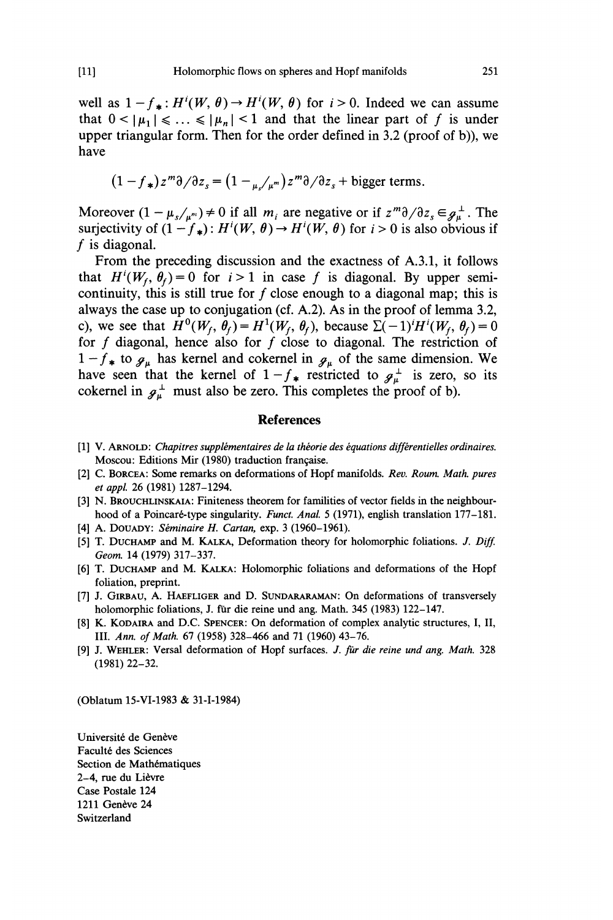well as $1 - f_* : H^i(W, \theta) \to H^i(W, \theta)$ for $i > 0$. Indeed we can assume that $0 < |\mu_1| \leqslant \ldots \leqslant |\mu_n| < 1$ and that the linear part of $f$ is under upper triangular form. Then for the order defined in 3.2 (proof of b)), we have

$$(1 - f_*) z^m \partial/\partial z_s = \left(1 - {}_{\mu_s}/_{\mu^m}\right) z^m \partial/\partial z_s + \text{bigger terms.}$$

Moreover $(1 - \mu_s/_{\mu^{m_i}}) \neq 0$ if all $m_i$ are negative or if $z^m \partial/\partial z_s \in \mathscr{g}_\mu^\perp$. The surjectivity of $(1 - f_*) : H^i(W, \theta) \to H^i(W, \theta)$ for $i > 0$ is also obvious if $f$ is diagonal.

From the preceding discussion and the exactness of A.3.1, it follows that $H^i(W_f, \theta_f) = 0$ for $i > 1$ in case $f$ is diagonal. By upper semi-continuity, this is still true for $f$ close enough to a diagonal map; this is always the case up to conjugation (cf. A.2). As in the proof of lemma 3.2, c), we see that $H^0(W_f, \theta_f) = H^1(W_f, \theta_f)$, because $\Sigma(-1)^i H^i(W_f, \theta_f) = 0$ for $f$ diagonal, hence also for $f$ close to diagonal. The restriction of $1 - f_*$ to $\mathscr{g}_\mu$ has kernel and cokernel in $\mathscr{g}_\mu$ of the same dimension. We have seen that the kernel of $1 - f_*$ restricted to $\mathscr{g}_\mu^\perp$ is zero, so its cokernel in $\mathscr{g}_\mu^\perp$ must also be zero. This completes the proof of b).

## References

[1] V. Arnold: *Chapitres supplémentaires de la théorie des équations différentielles ordinaires.* Moscou: Editions Mir (1980) traduction française.

[2] C. Borcea: Some remarks on deformations of Hopf manifolds. *Rev. Roum. Math. pures et appl.* 26 (1981) 1287–1294.

[3] N. Brouchlinskaia: Finiteness theorem for families of vector fields in the neighbourhood of a Poincaré-type singularity. *Funct. Anal.* 5 (1971), english translation 177–181.

[4] A. Douady: *Séminaire H. Cartan,* exp. 3 (1960–1961).

[5] T. Duchamp and M. Kalka, Deformation theory for holomorphic foliations. *J. Diff. Geom.* 14 (1979) 317–337.

[6] T. Duchamp and M. Kalka: Holomorphic foliations and deformations of the Hopf foliation, preprint.

[7] J. Girbau, A. Haefliger and D. Sundararaman: On deformations of transversely holomorphic foliations, J. für die reine und ang. Math. 345 (1983) 122–147.

[8] K. Kodaira and D.C. Spencer: On deformation of complex analytic structures, I, II, III. *Ann. of Math.* 67 (1958) 328–466 and 71 (1960) 43–76.

[9] J. Wehler: Versal deformation of Hopf surfaces. *J. für die reine und ang. Math.* 328 (1981) 22–32.

(Oblatum 15-VI-1983 & 31-I-1984)

Université de Genève
Faculté des Sciences
Section de Mathématiques
2–4, rue du Lièvre
Case Postale 124
1211 Genève 24
Switzerland